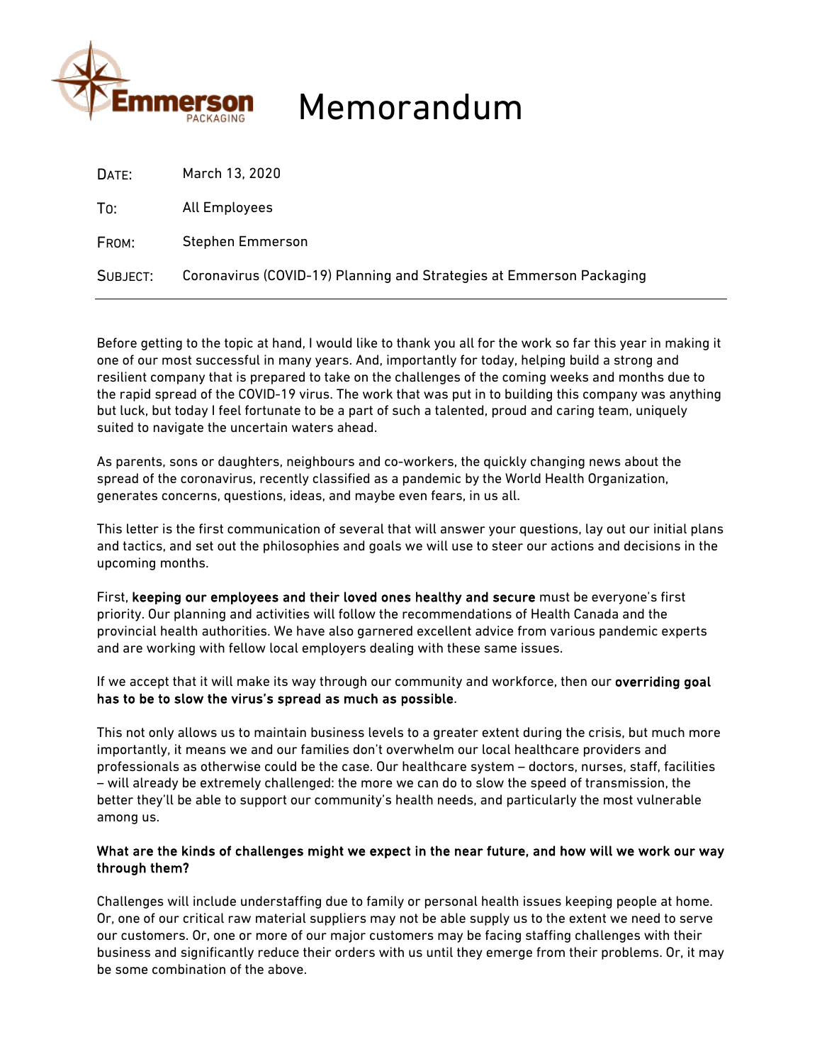# Memorandum

| | |
|---|---|
| DATE: | March 13, 2020 |
| TO: | All Employees |
| FROM: | Stephen Emmerson |
| SUBJECT: | Coronavirus (COVID-19) Planning and Strategies at Emmerson Packaging |

---

Before getting to the topic at hand, I would like to thank you all for the work so far this year in making it one of our most successful in many years. And, importantly for today, helping build a strong and resilient company that is prepared to take on the challenges of the coming weeks and months due to the rapid spread of the COVID-19 virus. The work that was put in to building this company was anything but luck, but today I feel fortunate to be a part of such a talented, proud and caring team, uniquely suited to navigate the uncertain waters ahead.

As parents, sons or daughters, neighbours and co-workers, the quickly changing news about the spread of the coronavirus, recently classified as a pandemic by the World Health Organization, generates concerns, questions, ideas, and maybe even fears, in us all.

This letter is the first communication of several that will answer your questions, lay out our initial plans and tactics, and set out the philosophies and goals we will use to steer our actions and decisions in the upcoming months.

First, **keeping our employees and their loved ones healthy and secure** must be everyone's first priority. Our planning and activities will follow the recommendations of Health Canada and the provincial health authorities. We have also garnered excellent advice from various pandemic experts and are working with fellow local employers dealing with these same issues.

If we accept that it will make its way through our community and workforce, then our **overriding goal has to be to slow the virus's spread as much as possible**.

This not only allows us to maintain business levels to a greater extent during the crisis, but much more importantly, it means we and our families don't overwhelm our local healthcare providers and professionals as otherwise could be the case. Our healthcare system – doctors, nurses, staff, facilities – will already be extremely challenged: the more we can do to slow the speed of transmission, the better they'll be able to support our community's health needs, and particularly the most vulnerable among us.

**What are the kinds of challenges might we expect in the near future, and how will we work our way through them?**

Challenges will include understaffing due to family or personal health issues keeping people at home. Or, one of our critical raw material suppliers may not be able supply us to the extent we need to serve our customers. Or, one or more of our major customers may be facing staffing challenges with their business and significantly reduce their orders with us until they emerge from their problems. Or, it may be some combination of the above.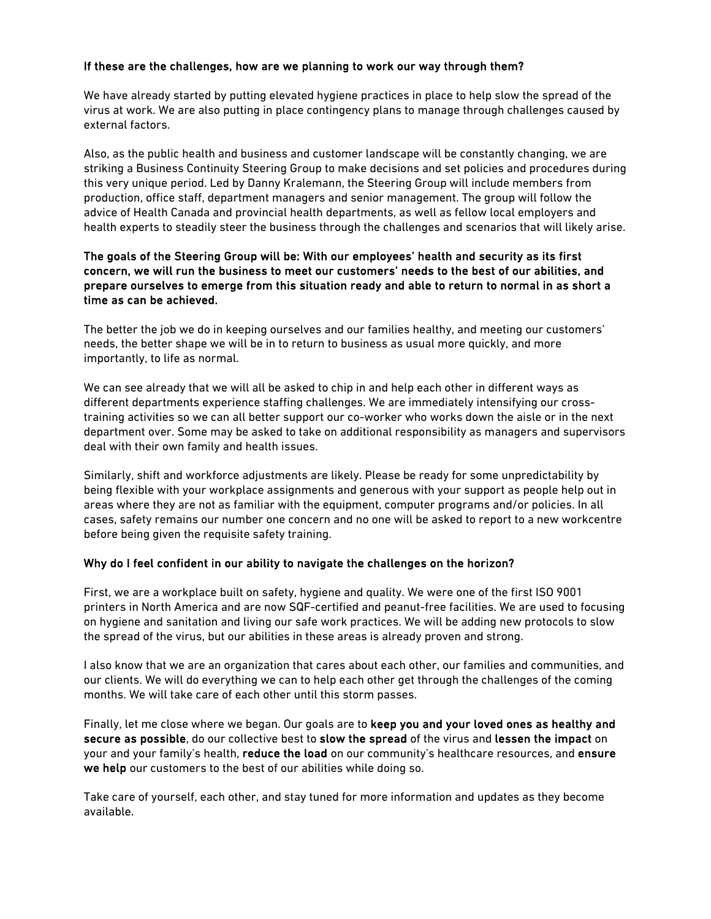**If these are the challenges, how are we planning to work our way through them?**

We have already started by putting elevated hygiene practices in place to help slow the spread of the virus at work. We are also putting in place contingency plans to manage through challenges caused by external factors.

Also, as the public health and business and customer landscape will be constantly changing, we are striking a Business Continuity Steering Group to make decisions and set policies and procedures during this very unique period. Led by Danny Kralemann, the Steering Group will include members from production, office staff, department managers and senior management. The group will follow the advice of Health Canada and provincial health departments, as well as fellow local employers and health experts to steadily steer the business through the challenges and scenarios that will likely arise.

**The goals of the Steering Group will be: With our employees' health and security as its first concern, we will run the business to meet our customers' needs to the best of our abilities, and prepare ourselves to emerge from this situation ready and able to return to normal in as short a time as can be achieved.**

The better the job we do in keeping ourselves and our families healthy, and meeting our customers' needs, the better shape we will be in to return to business as usual more quickly, and more importantly, to life as normal.

We can see already that we will all be asked to chip in and help each other in different ways as different departments experience staffing challenges. We are immediately intensifying our cross-training activities so we can all better support our co-worker who works down the aisle or in the next department over. Some may be asked to take on additional responsibility as managers and supervisors deal with their own family and health issues.

Similarly, shift and workforce adjustments are likely. Please be ready for some unpredictability by being flexible with your workplace assignments and generous with your support as people help out in areas where they are not as familiar with the equipment, computer programs and/or policies. In all cases, safety remains our number one concern and no one will be asked to report to a new workcentre before being given the requisite safety training.

**Why do I feel confident in our ability to navigate the challenges on the horizon?**

First, we are a workplace built on safety, hygiene and quality. We were one of the first ISO 9001 printers in North America and are now SQF-certified and peanut-free facilities. We are used to focusing on hygiene and sanitation and living our safe work practices. We will be adding new protocols to slow the spread of the virus, but our abilities in these areas is already proven and strong.

I also know that we are an organization that cares about each other, our families and communities, and our clients. We will do everything we can to help each other get through the challenges of the coming months. We will take care of each other until this storm passes.

Finally, let me close where we began. Our goals are to **keep you and your loved ones as healthy and secure as possible**, do our collective best to **slow the spread** of the virus and **lessen the impact** on your and your family's health, **reduce the load** on our community's healthcare resources, and **ensure we help** our customers to the best of our abilities while doing so.

Take care of yourself, each other, and stay tuned for more information and updates as they become available.